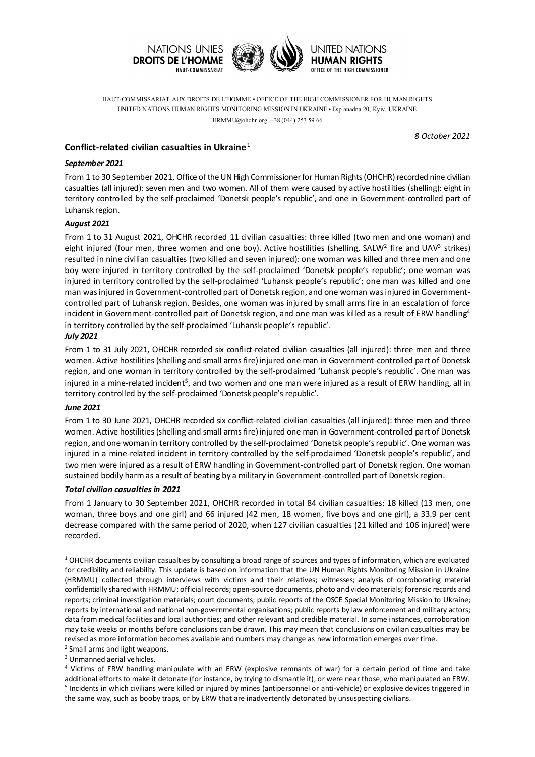NATIONS UNIES
**DROITS DE L'HOMME**
HAUT-COMMISSARIAT

UNITED NATIONS
**HUMAN RIGHTS**
OFFICE OF THE HIGH COMMISSIONER

HAUT-COMMISSARIAT AUX DROITS DE L'HOMME • OFFICE OF THE HIGH COMMISSIONER FOR HUMAN RIGHTS
UNITED NATIONS HUMAN RIGHTS MONITORING MISSION IN UKRAINE • Esplanadna 20, Kyiv, UKRAINE
HRMMU@ohchr.org, +38 (044) 253 59 66

*8 October 2021*

## Conflict-related civilian casualties in Ukraine[1]

### *September 2021*

From 1 to 30 September 2021, Office of the UN High Commissioner for Human Rights (OHCHR) recorded nine civilian casualties (all injured): seven men and two women. All of them were caused by active hostilities (shelling): eight in territory controlled by the self-proclaimed 'Donetsk people's republic', and one in Government-controlled part of Luhansk region.

### *August 2021*

From 1 to 31 August 2021, OHCHR recorded 11 civilian casualties: three killed (two men and one woman) and eight injured (four men, three women and one boy). Active hostilities (shelling, SALW[2] fire and UAV[3] strikes) resulted in nine civilian casualties (two killed and seven injured): one woman was killed and three men and one boy were injured in territory controlled by the self-proclaimed 'Donetsk people's republic'; one woman was injured in territory controlled by the self-proclaimed 'Luhansk people's republic'; one man was killed and one man was injured in Government-controlled part of Donetsk region, and one woman was injured in Government-controlled part of Luhansk region. Besides, one woman was injured by small arms fire in an escalation of force incident in Government-controlled part of Donetsk region, and one man was killed as a result of ERW handling[4] in territory controlled by the self-proclaimed 'Luhansk people's republic'.

### *July 2021*

From 1 to 31 July 2021, OHCHR recorded six conflict-related civilian casualties (all injured): three men and three women. Active hostilities (shelling and small arms fire) injured one man in Government-controlled part of Donetsk region, and one woman in territory controlled by the self-proclaimed 'Luhansk people's republic'. One man was injured in a mine-related incident[5], and two women and one man were injured as a result of ERW handling, all in territory controlled by the self-proclaimed 'Donetsk people's republic'.

### *June 2021*

From 1 to 30 June 2021, OHCHR recorded six conflict-related civilian casualties (all injured): three men and three women. Active hostilities (shelling and small arms fire) injured one man in Government-controlled part of Donetsk region, and one woman in territory controlled by the self-proclaimed 'Donetsk people's republic'. One woman was injured in a mine-related incident in territory controlled by the self-proclaimed 'Donetsk people's republic', and two men were injured as a result of ERW handling in Government-controlled part of Donetsk region. One woman sustained bodily harm as a result of beating by a military in Government-controlled part of Donetsk region.

### *Total civilian casualties in 2021*

From 1 January to 30 September 2021, OHCHR recorded in total 84 civilian casualties: 18 killed (13 men, one woman, three boys and one girl) and 66 injured (42 men, 18 women, five boys and one girl), a 33.9 per cent decrease compared with the same period of 2020, when 127 civilian casualties (21 killed and 106 injured) were recorded.

---

[1] OHCHR documents civilian casualties by consulting a broad range of sources and types of information, which are evaluated for credibility and reliability. This update is based on information that the UN Human Rights Monitoring Mission in Ukraine (HRMMU) collected through interviews with victims and their relatives; witnesses; analysis of corroborating material confidentially shared with HRMMU; official records; open-source documents, photo and video materials; forensic records and reports; criminal investigation materials; court documents; public reports of the OSCE Special Monitoring Mission to Ukraine; reports by international and national non-governmental organisations; public reports by law enforcement and military actors; data from medical facilities and local authorities; and other relevant and credible material. In some instances, corroboration may take weeks or months before conclusions can be drawn. This may mean that conclusions on civilian casualties may be revised as more information becomes available and numbers may change as new information emerges over time.

[2] Small arms and light weapons.

[3] Unmanned aerial vehicles.

[4] Victims of ERW handling manipulate with an ERW (explosive remnants of war) for a certain period of time and take additional efforts to make it detonate (for instance, by trying to dismantle it), or were near those, who manipulated an ERW.

[5] Incidents in which civilians were killed or injured by mines (antipersonnel or anti-vehicle) or explosive devices triggered in the same way, such as booby traps, or by ERW that are inadvertently detonated by unsuspecting civilians.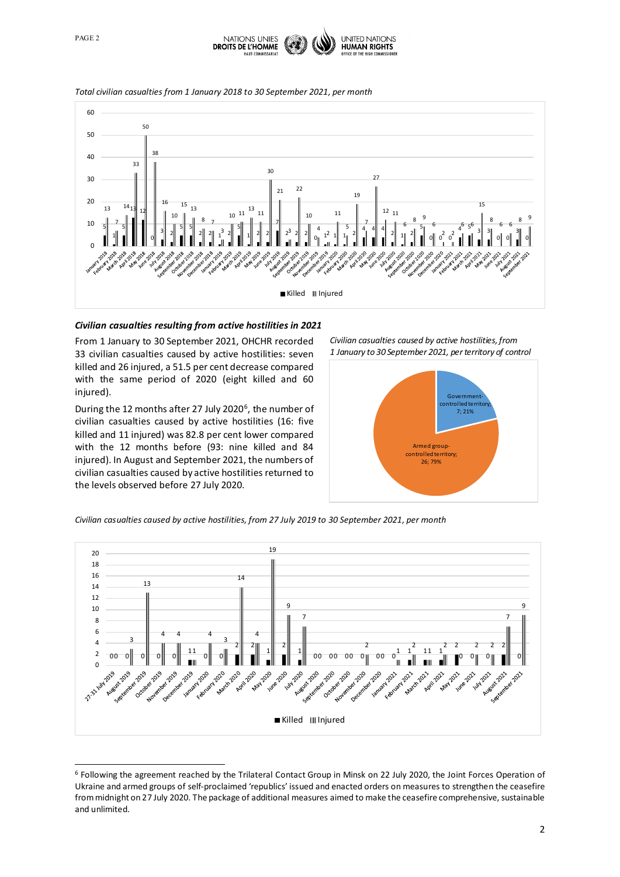*Total civilian casualties from 1 January 2018 to 30 September 2021, per month*

## *Civilian casualties resulting from active hostilities in 2021*

From 1 January to 30 September 2021, OHCHR recorded 33 civilian casualties caused by active hostilities: seven killed and 26 injured, a 51.5 per cent decrease compared with the same period of 2020 (eight killed and 60 injured).

During the 12 months after 27 July 2020[6], the number of civilian casualties caused by active hostilities (16: five killed and 11 injured) was 82.8 per cent lower compared with the 12 months before (93: nine killed and 84 injured). In August and September 2021, the numbers of civilian casualties caused by active hostilities returned to the levels observed before 27 July 2020.

*Civilian casualties caused by active hostilities, from 1 January to 30 September 2021, per territory of control*

*Civilian casualties caused by active hostilities, from 27 July 2019 to 30 September 2021, per month*

[6] Following the agreement reached by the Trilateral Contact Group in Minsk on 22 July 2020, the Joint Forces Operation of Ukraine and armed groups of self-proclaimed 'republics' issued and enacted orders on measures to strengthen the ceasefire from midnight on 27 July 2020. The package of additional measures aimed to make the ceasefire comprehensive, sustainable and unlimited.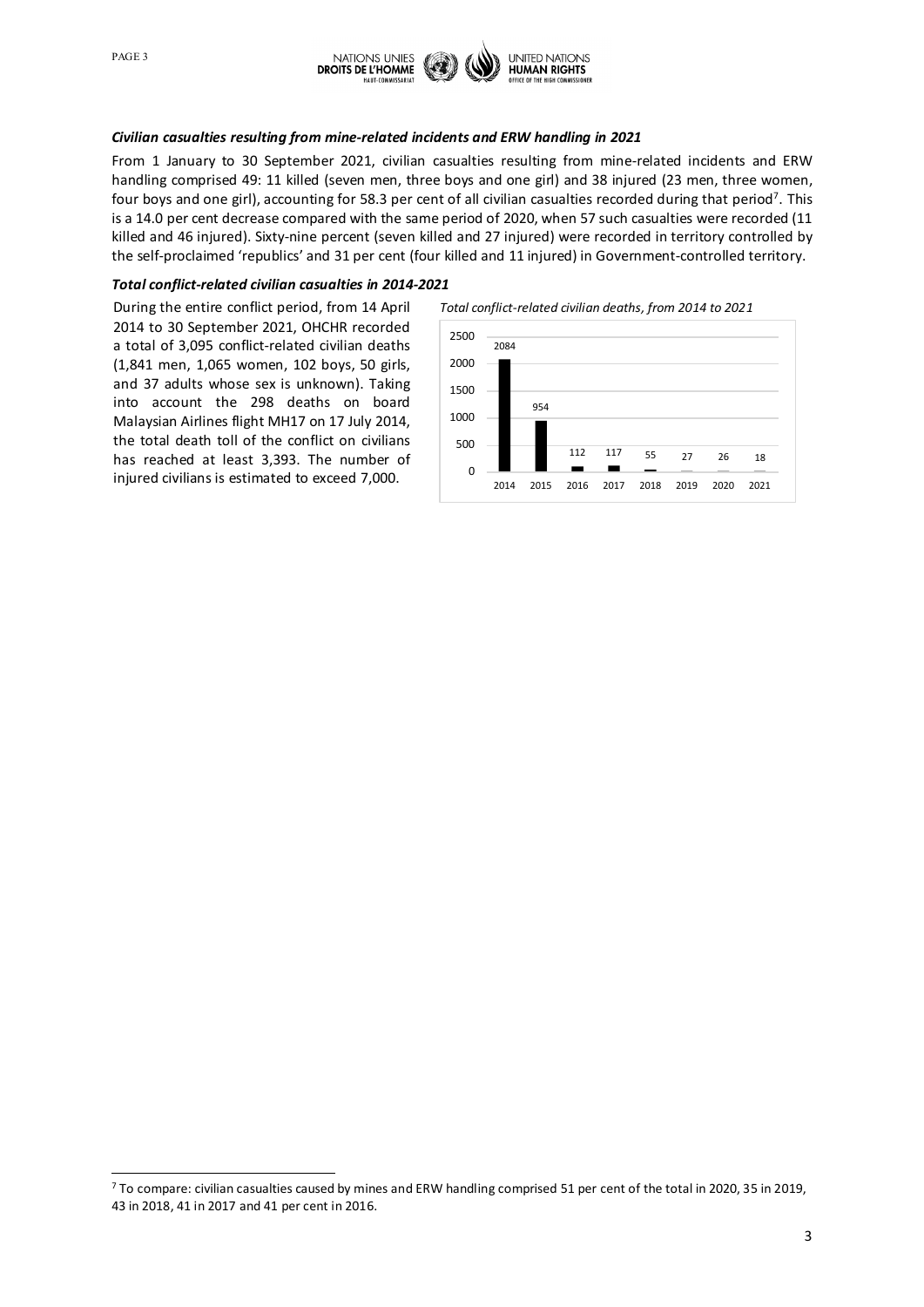***Civilian casualties resulting from mine-related incidents and ERW handling in 2021***

From 1 January to 30 September 2021, civilian casualties resulting from mine-related incidents and ERW handling comprised 49: 11 killed (seven men, three boys and one girl) and 38 injured (23 men, three women, four boys and one girl), accounting for 58.3 per cent of all civilian casualties recorded during that period[7]. This is a 14.0 per cent decrease compared with the same period of 2020, when 57 such casualties were recorded (11 killed and 46 injured). Sixty-nine percent (seven killed and 27 injured) were recorded in territory controlled by the self-proclaimed 'republics' and 31 per cent (four killed and 11 injured) in Government-controlled territory.

***Total conflict-related civilian casualties in 2014-2021***

During the entire conflict period, from 14 April 2014 to 30 September 2021, OHCHR recorded a total of 3,095 conflict-related civilian deaths (1,841 men, 1,065 women, 102 boys, 50 girls, and 37 adults whose sex is unknown). Taking into account the 298 deaths on board Malaysian Airlines flight MH17 on 17 July 2014, the total death toll of the conflict on civilians has reached at least 3,393. The number of injured civilians is estimated to exceed 7,000.

*Total conflict-related civilian deaths, from 2014 to 2021*

2500
2000
1500
1000
500
0

2084
954
112
117
55
27
26
18

2014 2015 2016 2017 2018 2019 2020 2021

[7] To compare: civilian casualties caused by mines and ERW handling comprised 51 per cent of the total in 2020, 35 in 2019, 43 in 2018, 41 in 2017 and 41 per cent in 2016.